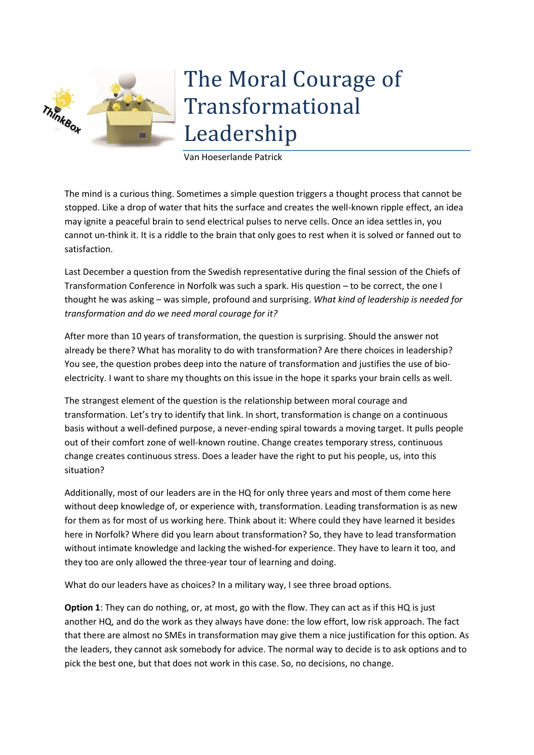# The Moral Courage of Transformational Leadership

Van Hoeserlande Patrick

The mind is a curious thing. Sometimes a simple question triggers a thought process that cannot be stopped. Like a drop of water that hits the surface and creates the well-known ripple effect, an idea may ignite a peaceful brain to send electrical pulses to nerve cells. Once an idea settles in, you cannot un-think it. It is a riddle to the brain that only goes to rest when it is solved or fanned out to satisfaction.

Last December a question from the Swedish representative during the final session of the Chiefs of Transformation Conference in Norfolk was such a spark. His question – to be correct, the one I thought he was asking – was simple, profound and surprising. *What kind of leadership is needed for transformation and do we need moral courage for it?*

After more than 10 years of transformation, the question is surprising. Should the answer not already be there? What has morality to do with transformation? Are there choices in leadership? You see, the question probes deep into the nature of transformation and justifies the use of bio-electricity. I want to share my thoughts on this issue in the hope it sparks your brain cells as well.

The strangest element of the question is the relationship between moral courage and transformation. Let's try to identify that link. In short, transformation is change on a continuous basis without a well-defined purpose, a never-ending spiral towards a moving target. It pulls people out of their comfort zone of well-known routine. Change creates temporary stress, continuous change creates continuous stress. Does a leader have the right to put his people, us, into this situation?

Additionally, most of our leaders are in the HQ for only three years and most of them come here without deep knowledge of, or experience with, transformation. Leading transformation is as new for them as for most of us working here. Think about it: Where could they have learned it besides here in Norfolk? Where did you learn about transformation? So, they have to lead transformation without intimate knowledge and lacking the wished-for experience. They have to learn it too, and they too are only allowed the three-year tour of learning and doing.

What do our leaders have as choices? In a military way, I see three broad options.

**Option 1**: They can do nothing, or, at most, go with the flow. They can act as if this HQ is just another HQ, and do the work as they always have done: the low effort, low risk approach. The fact that there are almost no SMEs in transformation may give them a nice justification for this option. As the leaders, they cannot ask somebody for advice. The normal way to decide is to ask options and to pick the best one, but that does not work in this case. So, no decisions, no change.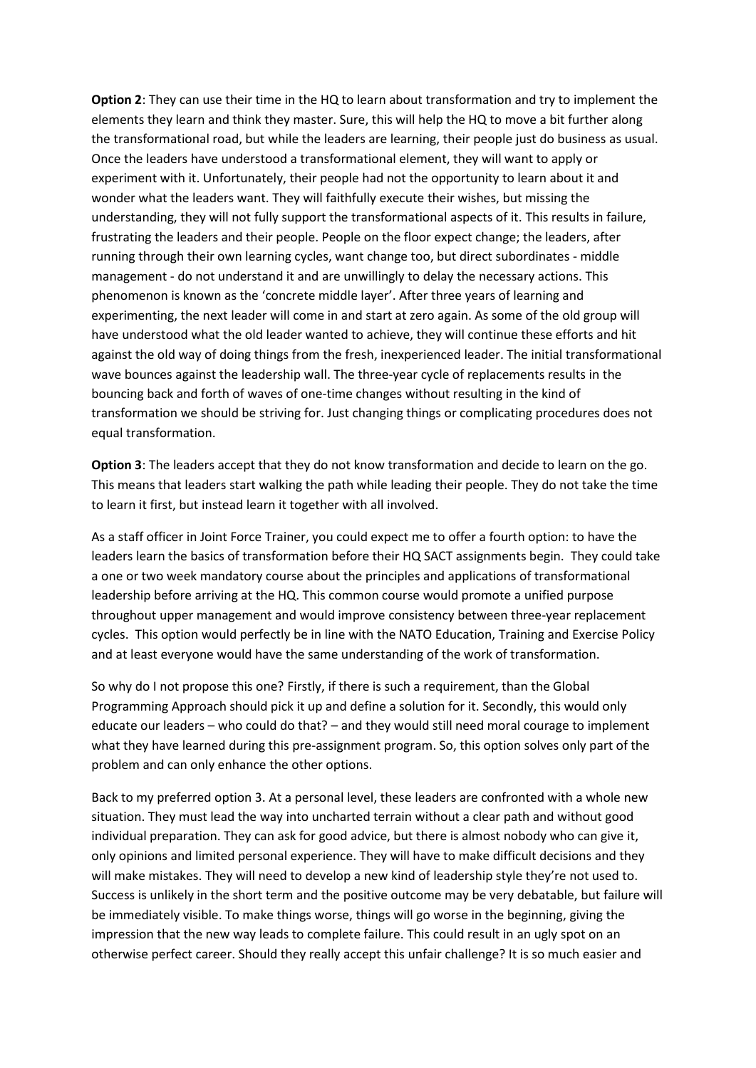**Option 2**: They can use their time in the HQ to learn about transformation and try to implement the elements they learn and think they master. Sure, this will help the HQ to move a bit further along the transformational road, but while the leaders are learning, their people just do business as usual. Once the leaders have understood a transformational element, they will want to apply or experiment with it. Unfortunately, their people had not the opportunity to learn about it and wonder what the leaders want. They will faithfully execute their wishes, but missing the understanding, they will not fully support the transformational aspects of it. This results in failure, frustrating the leaders and their people. People on the floor expect change; the leaders, after running through their own learning cycles, want change too, but direct subordinates - middle management - do not understand it and are unwillingly to delay the necessary actions. This phenomenon is known as the 'concrete middle layer'. After three years of learning and experimenting, the next leader will come in and start at zero again. As some of the old group will have understood what the old leader wanted to achieve, they will continue these efforts and hit against the old way of doing things from the fresh, inexperienced leader. The initial transformational wave bounces against the leadership wall. The three-year cycle of replacements results in the bouncing back and forth of waves of one-time changes without resulting in the kind of transformation we should be striving for. Just changing things or complicating procedures does not equal transformation.

**Option 3**: The leaders accept that they do not know transformation and decide to learn on the go. This means that leaders start walking the path while leading their people. They do not take the time to learn it first, but instead learn it together with all involved.

As a staff officer in Joint Force Trainer, you could expect me to offer a fourth option: to have the leaders learn the basics of transformation before their HQ SACT assignments begin. They could take a one or two week mandatory course about the principles and applications of transformational leadership before arriving at the HQ. This common course would promote a unified purpose throughout upper management and would improve consistency between three-year replacement cycles. This option would perfectly be in line with the NATO Education, Training and Exercise Policy and at least everyone would have the same understanding of the work of transformation.

So why do I not propose this one? Firstly, if there is such a requirement, than the Global Programming Approach should pick it up and define a solution for it. Secondly, this would only educate our leaders – who could do that? – and they would still need moral courage to implement what they have learned during this pre-assignment program. So, this option solves only part of the problem and can only enhance the other options.

Back to my preferred option 3. At a personal level, these leaders are confronted with a whole new situation. They must lead the way into uncharted terrain without a clear path and without good individual preparation. They can ask for good advice, but there is almost nobody who can give it, only opinions and limited personal experience. They will have to make difficult decisions and they will make mistakes. They will need to develop a new kind of leadership style they're not used to. Success is unlikely in the short term and the positive outcome may be very debatable, but failure will be immediately visible. To make things worse, things will go worse in the beginning, giving the impression that the new way leads to complete failure. This could result in an ugly spot on an otherwise perfect career. Should they really accept this unfair challenge? It is so much easier and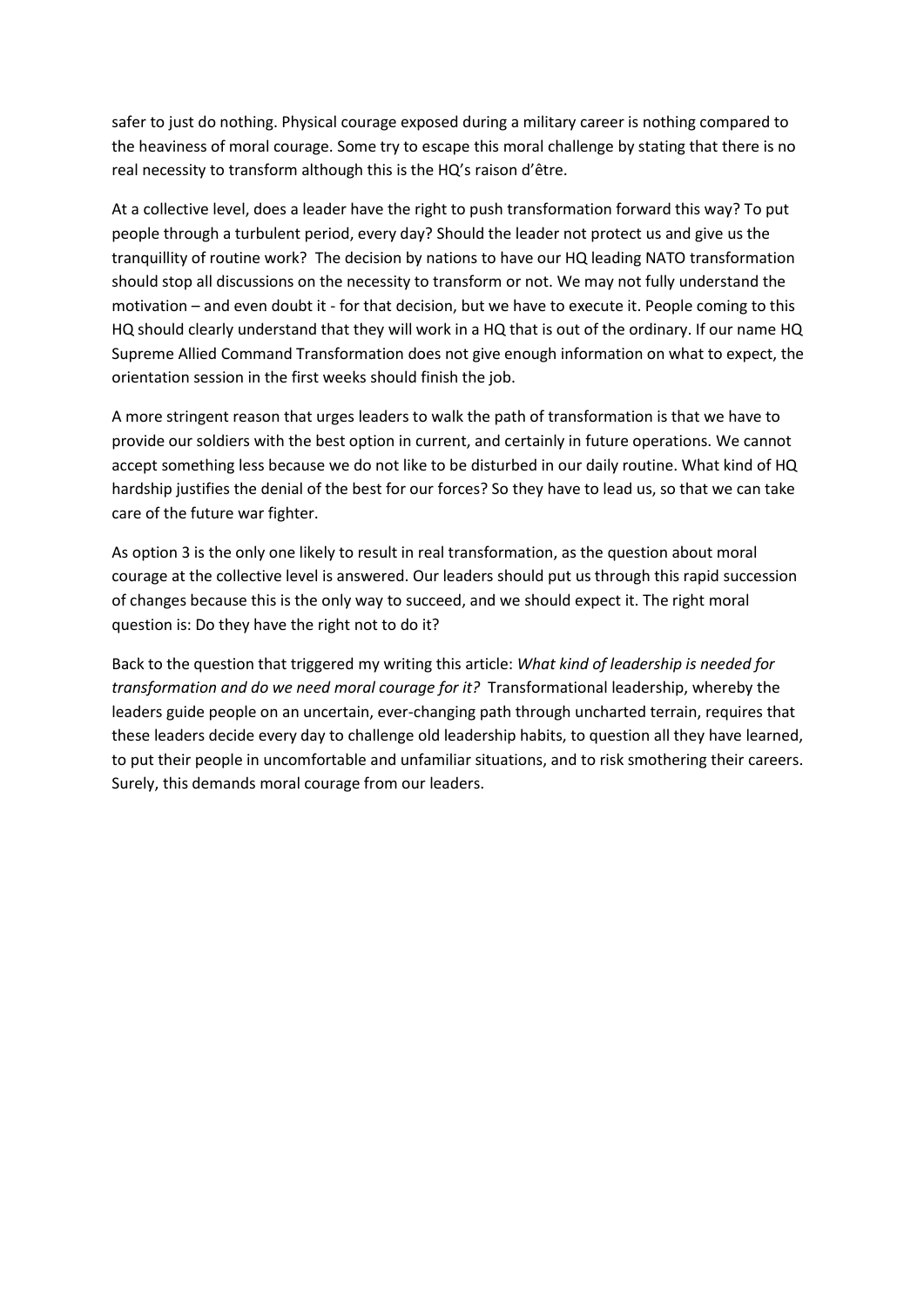safer to just do nothing. Physical courage exposed during a military career is nothing compared to the heaviness of moral courage. Some try to escape this moral challenge by stating that there is no real necessity to transform although this is the HQ's raison d'être.

At a collective level, does a leader have the right to push transformation forward this way? To put people through a turbulent period, every day? Should the leader not protect us and give us the tranquillity of routine work? The decision by nations to have our HQ leading NATO transformation should stop all discussions on the necessity to transform or not. We may not fully understand the motivation – and even doubt it - for that decision, but we have to execute it. People coming to this HQ should clearly understand that they will work in a HQ that is out of the ordinary. If our name HQ Supreme Allied Command Transformation does not give enough information on what to expect, the orientation session in the first weeks should finish the job.

A more stringent reason that urges leaders to walk the path of transformation is that we have to provide our soldiers with the best option in current, and certainly in future operations. We cannot accept something less because we do not like to be disturbed in our daily routine. What kind of HQ hardship justifies the denial of the best for our forces? So they have to lead us, so that we can take care of the future war fighter.

As option 3 is the only one likely to result in real transformation, as the question about moral courage at the collective level is answered. Our leaders should put us through this rapid succession of changes because this is the only way to succeed, and we should expect it. The right moral question is: Do they have the right not to do it?

Back to the question that triggered my writing this article: *What kind of leadership is needed for transformation and do we need moral courage for it?* Transformational leadership, whereby the leaders guide people on an uncertain, ever-changing path through uncharted terrain, requires that these leaders decide every day to challenge old leadership habits, to question all they have learned, to put their people in uncomfortable and unfamiliar situations, and to risk smothering their careers. Surely, this demands moral courage from our leaders.